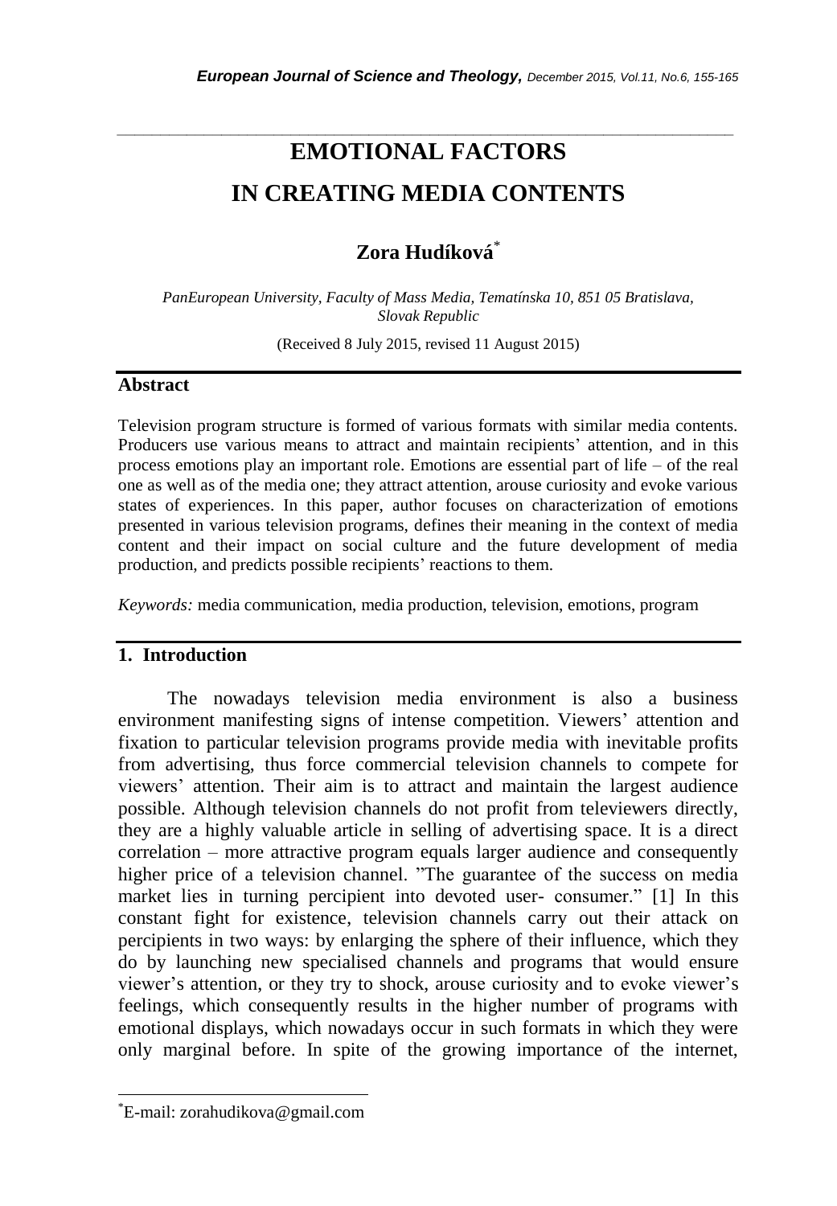# EMOTIONAL FACTORS IN CREATING MEDIA CONTENTS

**Zora Hudíková**[*]

*PanEuropean University, Faculty of Mass Media, Tematínska 10, 851 05 Bratislava, Slovak Republic*

(Received 8 July 2015, revised 11 August 2015)

## Abstract

Television program structure is formed of various formats with similar media contents. Producers use various means to attract and maintain recipients' attention, and in this process emotions play an important role. Emotions are essential part of life – of the real one as well as of the media one; they attract attention, arouse curiosity and evoke various states of experiences. In this paper, author focuses on characterization of emotions presented in various television programs, defines their meaning in the context of media content and their impact on social culture and the future development of media production, and predicts possible recipients' reactions to them.

*Keywords:* media communication, media production, television, emotions, program

## 1. Introduction

The nowadays television media environment is also a business environment manifesting signs of intense competition. Viewers' attention and fixation to particular television programs provide media with inevitable profits from advertising, thus force commercial television channels to compete for viewers' attention. Their aim is to attract and maintain the largest audience possible. Although television channels do not profit from televiewers directly, they are a highly valuable article in selling of advertising space. It is a direct correlation – more attractive program equals larger audience and consequently higher price of a television channel. "The guarantee of the success on media market lies in turning percipient into devoted user- consumer." [1] In this constant fight for existence, television channels carry out their attack on percipients in two ways: by enlarging the sphere of their influence, which they do by launching new specialised channels and programs that would ensure viewer's attention, or they try to shock, arouse curiosity and to evoke viewer's feelings, which consequently results in the higher number of programs with emotional displays, which nowadays occur in such formats in which they were only marginal before. In spite of the growing importance of the internet,

[*]E-mail: zorahudikova@gmail.com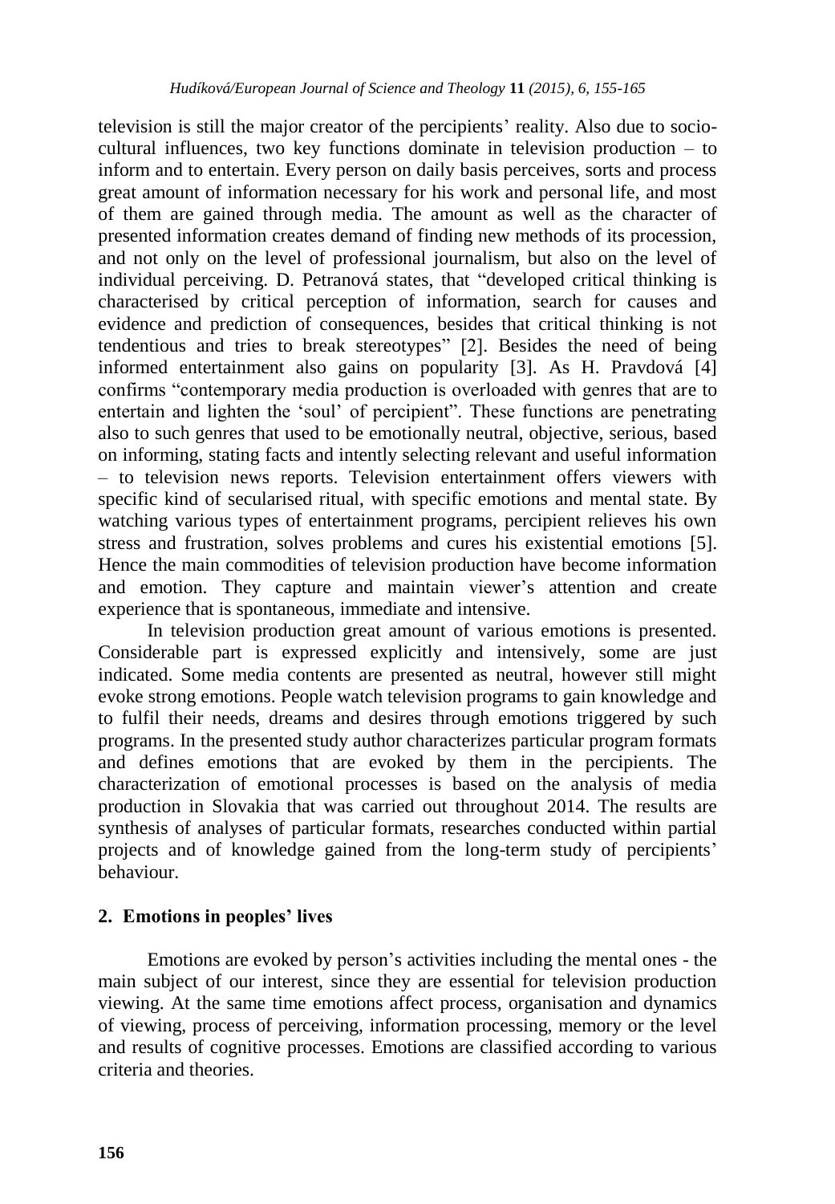television is still the major creator of the percipients' reality. Also due to socio-cultural influences, two key functions dominate in television production – to inform and to entertain. Every person on daily basis perceives, sorts and process great amount of information necessary for his work and personal life, and most of them are gained through media. The amount as well as the character of presented information creates demand of finding new methods of its procession, and not only on the level of professional journalism, but also on the level of individual perceiving. D. Petranová states, that "developed critical thinking is characterised by critical perception of information, search for causes and evidence and prediction of consequences, besides that critical thinking is not tendentious and tries to break stereotypes" [2]. Besides the need of being informed entertainment also gains on popularity [3]. As H. Pravdová [4] confirms "contemporary media production is overloaded with genres that are to entertain and lighten the 'soul' of percipient". These functions are penetrating also to such genres that used to be emotionally neutral, objective, serious, based on informing, stating facts and intently selecting relevant and useful information – to television news reports. Television entertainment offers viewers with specific kind of secularised ritual, with specific emotions and mental state. By watching various types of entertainment programs, percipient relieves his own stress and frustration, solves problems and cures his existential emotions [5]. Hence the main commodities of television production have become information and emotion. They capture and maintain viewer's attention and create experience that is spontaneous, immediate and intensive.

In television production great amount of various emotions is presented. Considerable part is expressed explicitly and intensively, some are just indicated. Some media contents are presented as neutral, however still might evoke strong emotions. People watch television programs to gain knowledge and to fulfil their needs, dreams and desires through emotions triggered by such programs. In the presented study author characterizes particular program formats and defines emotions that are evoked by them in the percipients. The characterization of emotional processes is based on the analysis of media production in Slovakia that was carried out throughout 2014. The results are synthesis of analyses of particular formats, researches conducted within partial projects and of knowledge gained from the long-term study of percipients' behaviour.

## 2. Emotions in peoples' lives

Emotions are evoked by person's activities including the mental ones - the main subject of our interest, since they are essential for television production viewing. At the same time emotions affect process, organisation and dynamics of viewing, process of perceiving, information processing, memory or the level and results of cognitive processes. Emotions are classified according to various criteria and theories.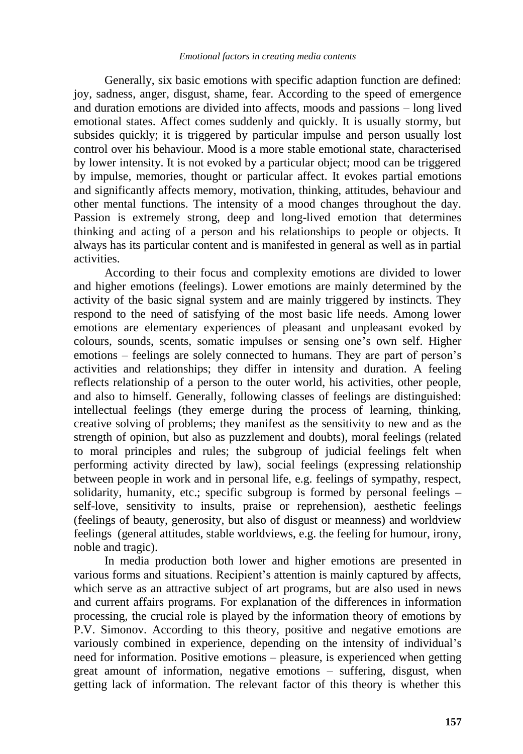Generally, six basic emotions with specific adaption function are defined: joy, sadness, anger, disgust, shame, fear. According to the speed of emergence and duration emotions are divided into affects, moods and passions – long lived emotional states. Affect comes suddenly and quickly. It is usually stormy, but subsides quickly; it is triggered by particular impulse and person usually lost control over his behaviour. Mood is a more stable emotional state, characterised by lower intensity. It is not evoked by a particular object; mood can be triggered by impulse, memories, thought or particular affect. It evokes partial emotions and significantly affects memory, motivation, thinking, attitudes, behaviour and other mental functions. The intensity of a mood changes throughout the day. Passion is extremely strong, deep and long-lived emotion that determines thinking and acting of a person and his relationships to people or objects. It always has its particular content and is manifested in general as well as in partial activities.

According to their focus and complexity emotions are divided to lower and higher emotions (feelings). Lower emotions are mainly determined by the activity of the basic signal system and are mainly triggered by instincts. They respond to the need of satisfying of the most basic life needs. Among lower emotions are elementary experiences of pleasant and unpleasant evoked by colours, sounds, scents, somatic impulses or sensing one's own self. Higher emotions – feelings are solely connected to humans. They are part of person's activities and relationships; they differ in intensity and duration. A feeling reflects relationship of a person to the outer world, his activities, other people, and also to himself. Generally, following classes of feelings are distinguished: intellectual feelings (they emerge during the process of learning, thinking, creative solving of problems; they manifest as the sensitivity to new and as the strength of opinion, but also as puzzlement and doubts), moral feelings (related to moral principles and rules; the subgroup of judicial feelings felt when performing activity directed by law), social feelings (expressing relationship between people in work and in personal life, e.g. feelings of sympathy, respect, solidarity, humanity, etc.; specific subgroup is formed by personal feelings – self-love, sensitivity to insults, praise or reprehension), aesthetic feelings (feelings of beauty, generosity, but also of disgust or meanness) and worldview feelings (general attitudes, stable worldviews, e.g. the feeling for humour, irony, noble and tragic).

In media production both lower and higher emotions are presented in various forms and situations. Recipient's attention is mainly captured by affects, which serve as an attractive subject of art programs, but are also used in news and current affairs programs. For explanation of the differences in information processing, the crucial role is played by the information theory of emotions by P.V. Simonov. According to this theory, positive and negative emotions are variously combined in experience, depending on the intensity of individual's need for information. Positive emotions – pleasure, is experienced when getting great amount of information, negative emotions – suffering, disgust, when getting lack of information. The relevant factor of this theory is whether this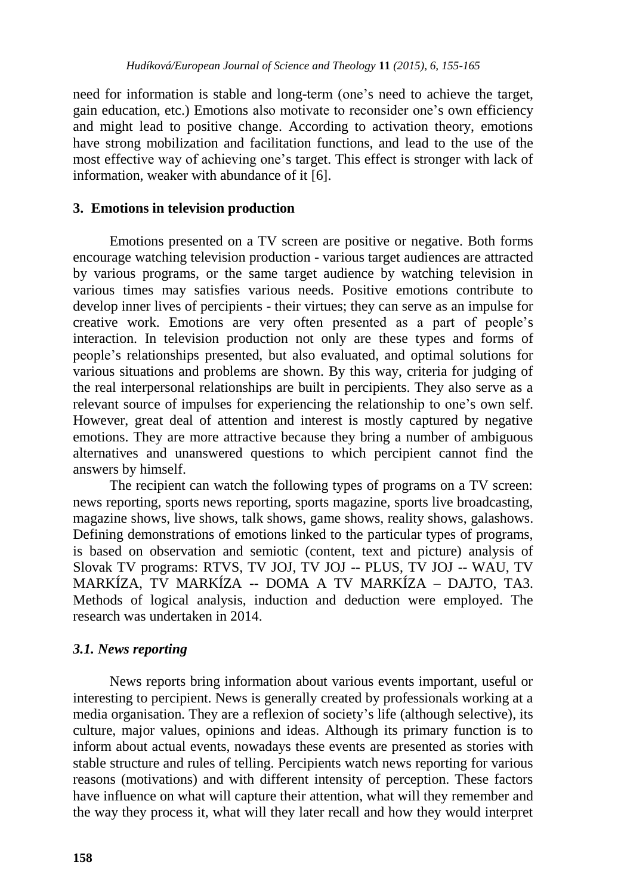need for information is stable and long-term (one's need to achieve the target, gain education, etc.) Emotions also motivate to reconsider one's own efficiency and might lead to positive change. According to activation theory, emotions have strong mobilization and facilitation functions, and lead to the use of the most effective way of achieving one's target. This effect is stronger with lack of information, weaker with abundance of it [6].

## 3. Emotions in television production

Emotions presented on a TV screen are positive or negative. Both forms encourage watching television production - various target audiences are attracted by various programs, or the same target audience by watching television in various times may satisfies various needs. Positive emotions contribute to develop inner lives of percipients - their virtues; they can serve as an impulse for creative work. Emotions are very often presented as a part of people's interaction. In television production not only are these types and forms of people's relationships presented, but also evaluated, and optimal solutions for various situations and problems are shown. By this way, criteria for judging of the real interpersonal relationships are built in percipients. They also serve as a relevant source of impulses for experiencing the relationship to one's own self. However, great deal of attention and interest is mostly captured by negative emotions. They are more attractive because they bring a number of ambiguous alternatives and unanswered questions to which percipient cannot find the answers by himself.

The recipient can watch the following types of programs on a TV screen: news reporting, sports news reporting, sports magazine, sports live broadcasting, magazine shows, live shows, talk shows, game shows, reality shows, galashows. Defining demonstrations of emotions linked to the particular types of programs, is based on observation and semiotic (content, text and picture) analysis of Slovak TV programs: RTVS, TV JOJ, TV JOJ -- PLUS, TV JOJ -- WAU, TV MARKÍZA, TV MARKÍZA -- DOMA A TV MARKÍZA – DAJTO, TA3. Methods of logical analysis, induction and deduction were employed. The research was undertaken in 2014.

### *3.1. News reporting*

News reports bring information about various events important, useful or interesting to percipient. News is generally created by professionals working at a media organisation. They are a reflexion of society's life (although selective), its culture, major values, opinions and ideas. Although its primary function is to inform about actual events, nowadays these events are presented as stories with stable structure and rules of telling. Percipients watch news reporting for various reasons (motivations) and with different intensity of perception. These factors have influence on what will capture their attention, what will they remember and the way they process it, what will they later recall and how they would interpret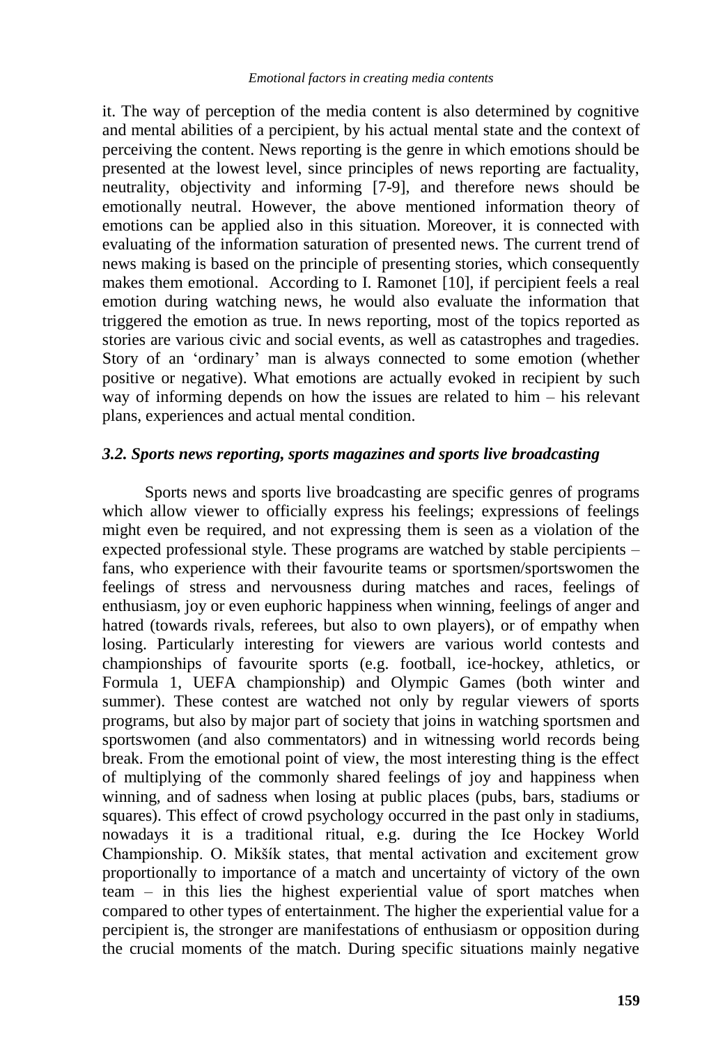it. The way of perception of the media content is also determined by cognitive and mental abilities of a percipient, by his actual mental state and the context of perceiving the content. News reporting is the genre in which emotions should be presented at the lowest level, since principles of news reporting are factuality, neutrality, objectivity and informing [7-9], and therefore news should be emotionally neutral. However, the above mentioned information theory of emotions can be applied also in this situation. Moreover, it is connected with evaluating of the information saturation of presented news. The current trend of news making is based on the principle of presenting stories, which consequently makes them emotional. According to I. Ramonet [10], if percipient feels a real emotion during watching news, he would also evaluate the information that triggered the emotion as true. In news reporting, most of the topics reported as stories are various civic and social events, as well as catastrophes and tragedies. Story of an 'ordinary' man is always connected to some emotion (whether positive or negative). What emotions are actually evoked in recipient by such way of informing depends on how the issues are related to him – his relevant plans, experiences and actual mental condition.

### *3.2. Sports news reporting, sports magazines and sports live broadcasting*

Sports news and sports live broadcasting are specific genres of programs which allow viewer to officially express his feelings; expressions of feelings might even be required, and not expressing them is seen as a violation of the expected professional style. These programs are watched by stable percipients – fans, who experience with their favourite teams or sportsmen/sportswomen the feelings of stress and nervousness during matches and races, feelings of enthusiasm, joy or even euphoric happiness when winning, feelings of anger and hatred (towards rivals, referees, but also to own players), or of empathy when losing. Particularly interesting for viewers are various world contests and championships of favourite sports (e.g. football, ice-hockey, athletics, or Formula 1, UEFA championship) and Olympic Games (both winter and summer). These contest are watched not only by regular viewers of sports programs, but also by major part of society that joins in watching sportsmen and sportswomen (and also commentators) and in witnessing world records being break. From the emotional point of view, the most interesting thing is the effect of multiplying of the commonly shared feelings of joy and happiness when winning, and of sadness when losing at public places (pubs, bars, stadiums or squares). This effect of crowd psychology occurred in the past only in stadiums, nowadays it is a traditional ritual, e.g. during the Ice Hockey World Championship. O. Mikšík states, that mental activation and excitement grow proportionally to importance of a match and uncertainty of victory of the own team – in this lies the highest experiential value of sport matches when compared to other types of entertainment. The higher the experiential value for a percipient is, the stronger are manifestations of enthusiasm or opposition during the crucial moments of the match. During specific situations mainly negative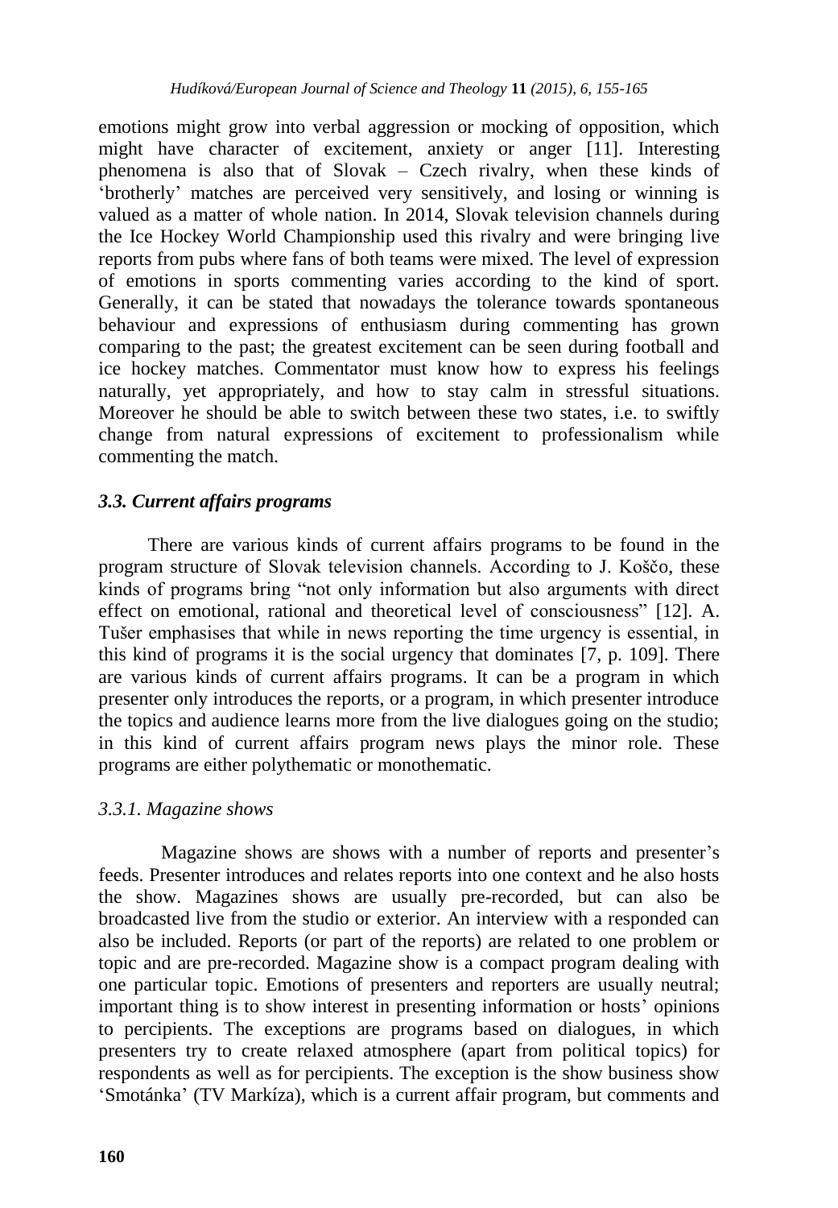emotions might grow into verbal aggression or mocking of opposition, which might have character of excitement, anxiety or anger [11]. Interesting phenomena is also that of Slovak – Czech rivalry, when these kinds of 'brotherly' matches are perceived very sensitively, and losing or winning is valued as a matter of whole nation. In 2014, Slovak television channels during the Ice Hockey World Championship used this rivalry and were bringing live reports from pubs where fans of both teams were mixed. The level of expression of emotions in sports commenting varies according to the kind of sport. Generally, it can be stated that nowadays the tolerance towards spontaneous behaviour and expressions of enthusiasm during commenting has grown comparing to the past; the greatest excitement can be seen during football and ice hockey matches. Commentator must know how to express his feelings naturally, yet appropriately, and how to stay calm in stressful situations. Moreover he should be able to switch between these two states, i.e. to swiftly change from natural expressions of excitement to professionalism while commenting the match.

### *3.3. Current affairs programs*

There are various kinds of current affairs programs to be found in the program structure of Slovak television channels. According to J. Koščo, these kinds of programs bring "not only information but also arguments with direct effect on emotional, rational and theoretical level of consciousness" [12]. A. Tušer emphasises that while in news reporting the time urgency is essential, in this kind of programs it is the social urgency that dominates [7, p. 109]. There are various kinds of current affairs programs. It can be a program in which presenter only introduces the reports, or a program, in which presenter introduce the topics and audience learns more from the live dialogues going on the studio; in this kind of current affairs program news plays the minor role. These programs are either polythematic or monothematic.

#### *3.3.1. Magazine shows*

Magazine shows are shows with a number of reports and presenter's feeds. Presenter introduces and relates reports into one context and he also hosts the show. Magazines shows are usually pre-recorded, but can also be broadcasted live from the studio or exterior. An interview with a responded can also be included. Reports (or part of the reports) are related to one problem or topic and are pre-recorded. Magazine show is a compact program dealing with one particular topic. Emotions of presenters and reporters are usually neutral; important thing is to show interest in presenting information or hosts' opinions to percipients. The exceptions are programs based on dialogues, in which presenters try to create relaxed atmosphere (apart from political topics) for respondents as well as for percipients. The exception is the show business show 'Smotánka' (TV Markíza), which is a current affair program, but comments and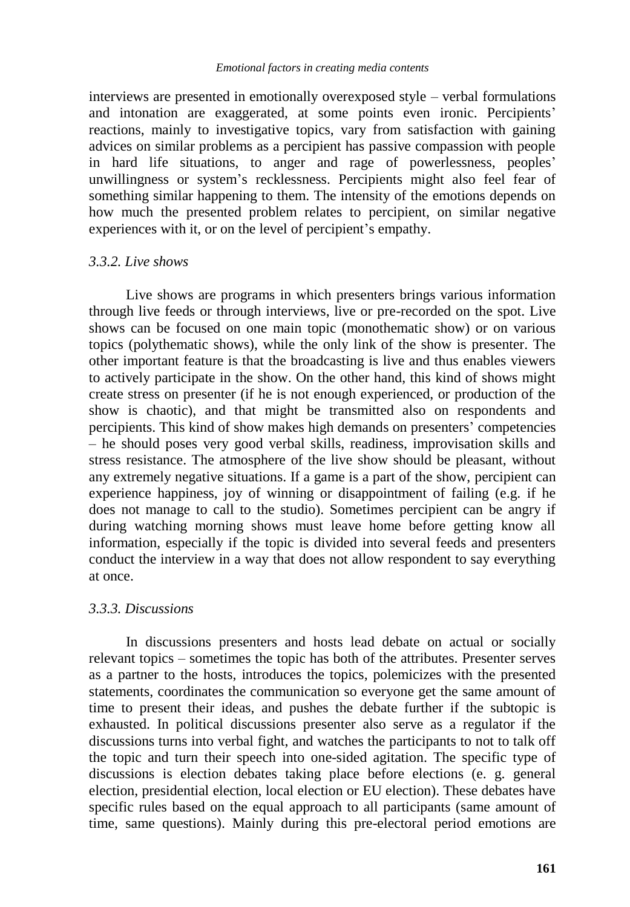interviews are presented in emotionally overexposed style – verbal formulations and intonation are exaggerated, at some points even ironic. Percipients' reactions, mainly to investigative topics, vary from satisfaction with gaining advices on similar problems as a percipient has passive compassion with people in hard life situations, to anger and rage of powerlessness, peoples' unwillingness or system's recklessness. Percipients might also feel fear of something similar happening to them. The intensity of the emotions depends on how much the presented problem relates to percipient, on similar negative experiences with it, or on the level of percipient's empathy.

### *3.3.2. Live shows*

Live shows are programs in which presenters brings various information through live feeds or through interviews, live or pre-recorded on the spot. Live shows can be focused on one main topic (monothematic show) or on various topics (polythematic shows), while the only link of the show is presenter. The other important feature is that the broadcasting is live and thus enables viewers to actively participate in the show. On the other hand, this kind of shows might create stress on presenter (if he is not enough experienced, or production of the show is chaotic), and that might be transmitted also on respondents and percipients. This kind of show makes high demands on presenters' competencies – he should poses very good verbal skills, readiness, improvisation skills and stress resistance. The atmosphere of the live show should be pleasant, without any extremely negative situations. If a game is a part of the show, percipient can experience happiness, joy of winning or disappointment of failing (e.g. if he does not manage to call to the studio). Sometimes percipient can be angry if during watching morning shows must leave home before getting know all information, especially if the topic is divided into several feeds and presenters conduct the interview in a way that does not allow respondent to say everything at once.

### *3.3.3. Discussions*

In discussions presenters and hosts lead debate on actual or socially relevant topics – sometimes the topic has both of the attributes. Presenter serves as a partner to the hosts, introduces the topics, polemicizes with the presented statements, coordinates the communication so everyone get the same amount of time to present their ideas, and pushes the debate further if the subtopic is exhausted. In political discussions presenter also serve as a regulator if the discussions turns into verbal fight, and watches the participants to not to talk off the topic and turn their speech into one-sided agitation. The specific type of discussions is election debates taking place before elections (e. g. general election, presidential election, local election or EU election). These debates have specific rules based on the equal approach to all participants (same amount of time, same questions). Mainly during this pre-electoral period emotions are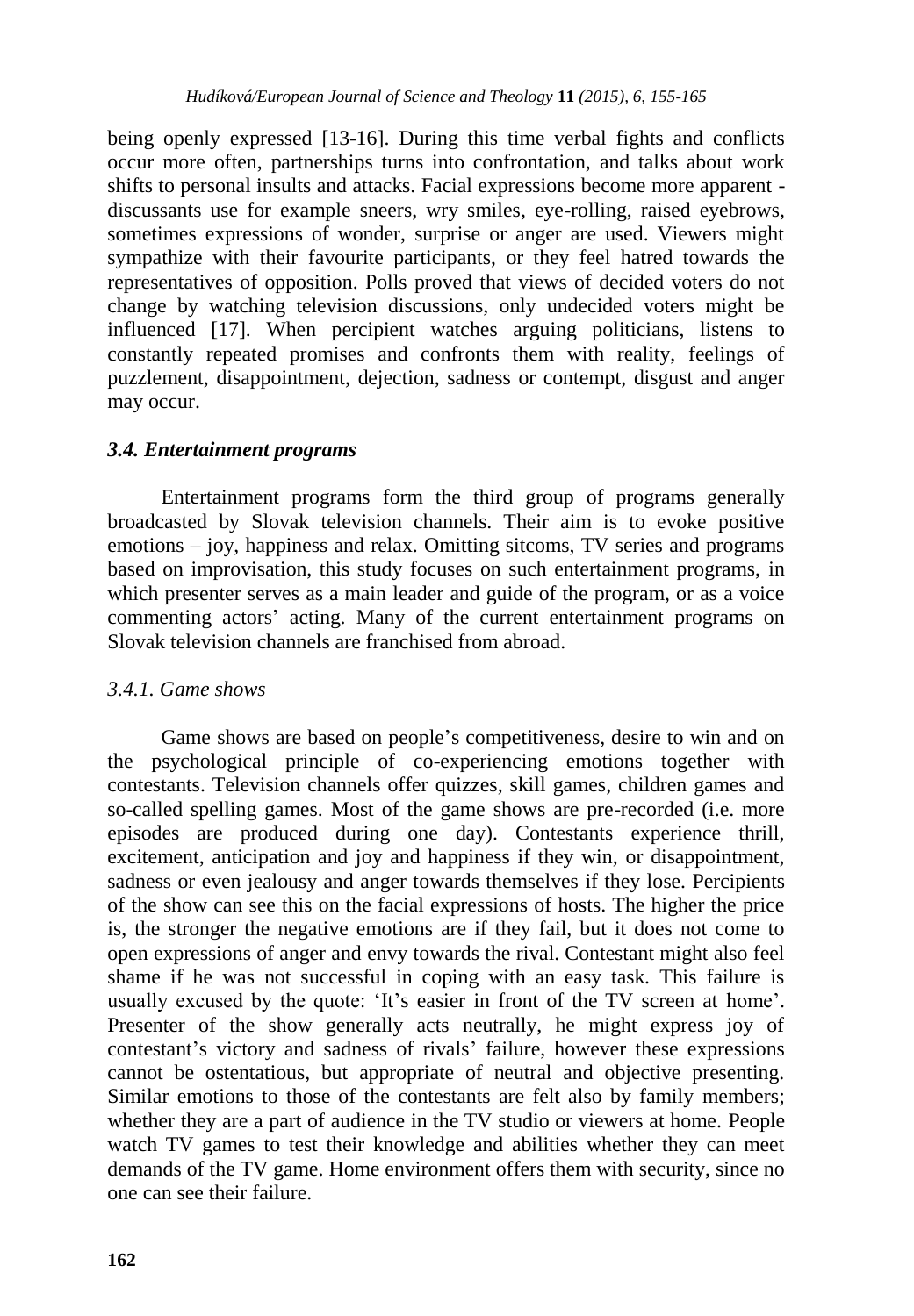being openly expressed [13-16]. During this time verbal fights and conflicts occur more often, partnerships turns into confrontation, and talks about work shifts to personal insults and attacks. Facial expressions become more apparent - discussants use for example sneers, wry smiles, eye-rolling, raised eyebrows, sometimes expressions of wonder, surprise or anger are used. Viewers might sympathize with their favourite participants, or they feel hatred towards the representatives of opposition. Polls proved that views of decided voters do not change by watching television discussions, only undecided voters might be influenced [17]. When percipient watches arguing politicians, listens to constantly repeated promises and confronts them with reality, feelings of puzzlement, disappointment, dejection, sadness or contempt, disgust and anger may occur.

### *3.4. Entertainment programs*

Entertainment programs form the third group of programs generally broadcasted by Slovak television channels. Their aim is to evoke positive emotions – joy, happiness and relax. Omitting sitcoms, TV series and programs based on improvisation, this study focuses on such entertainment programs, in which presenter serves as a main leader and guide of the program, or as a voice commenting actors' acting. Many of the current entertainment programs on Slovak television channels are franchised from abroad.

#### *3.4.1. Game shows*

Game shows are based on people's competitiveness, desire to win and on the psychological principle of co-experiencing emotions together with contestants. Television channels offer quizzes, skill games, children games and so-called spelling games. Most of the game shows are pre-recorded (i.e. more episodes are produced during one day). Contestants experience thrill, excitement, anticipation and joy and happiness if they win, or disappointment, sadness or even jealousy and anger towards themselves if they lose. Percipients of the show can see this on the facial expressions of hosts. The higher the price is, the stronger the negative emotions are if they fail, but it does not come to open expressions of anger and envy towards the rival. Contestant might also feel shame if he was not successful in coping with an easy task. This failure is usually excused by the quote: 'It's easier in front of the TV screen at home'. Presenter of the show generally acts neutrally, he might express joy of contestant's victory and sadness of rivals' failure, however these expressions cannot be ostentatious, but appropriate of neutral and objective presenting. Similar emotions to those of the contestants are felt also by family members; whether they are a part of audience in the TV studio or viewers at home. People watch TV games to test their knowledge and abilities whether they can meet demands of the TV game. Home environment offers them with security, since no one can see their failure.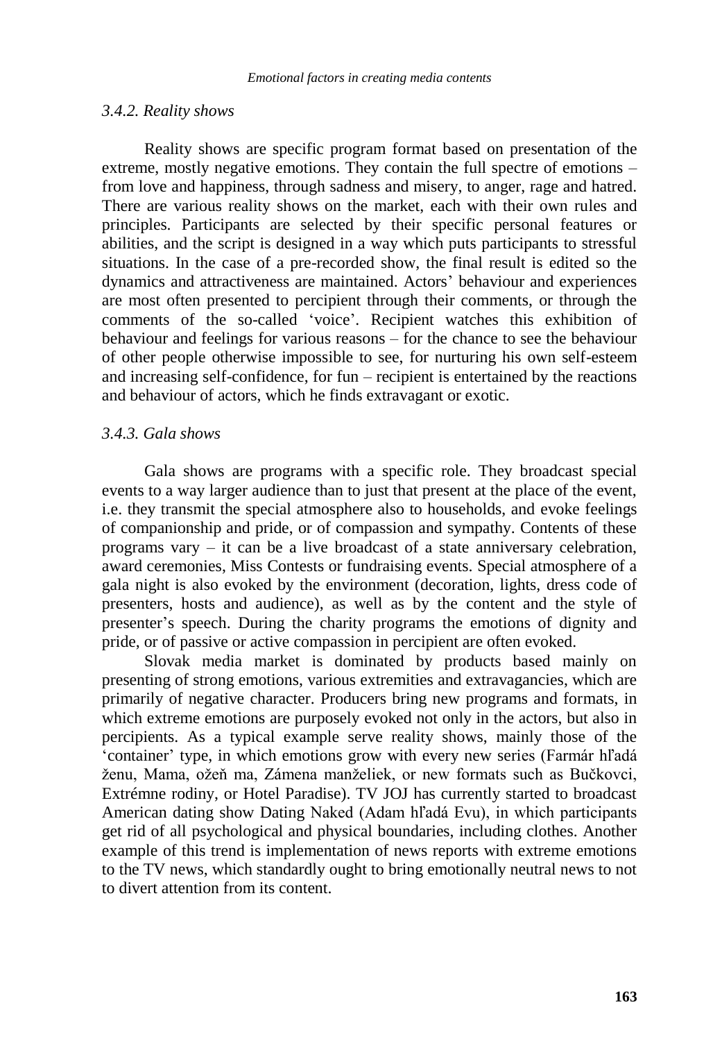### *3.4.2. Reality shows*

Reality shows are specific program format based on presentation of the extreme, mostly negative emotions. They contain the full spectre of emotions – from love and happiness, through sadness and misery, to anger, rage and hatred. There are various reality shows on the market, each with their own rules and principles. Participants are selected by their specific personal features or abilities, and the script is designed in a way which puts participants to stressful situations. In the case of a pre-recorded show, the final result is edited so the dynamics and attractiveness are maintained. Actors' behaviour and experiences are most often presented to percipient through their comments, or through the comments of the so-called 'voice'. Recipient watches this exhibition of behaviour and feelings for various reasons – for the chance to see the behaviour of other people otherwise impossible to see, for nurturing his own self-esteem and increasing self-confidence, for fun – recipient is entertained by the reactions and behaviour of actors, which he finds extravagant or exotic.

### *3.4.3. Gala shows*

Gala shows are programs with a specific role. They broadcast special events to a way larger audience than to just that present at the place of the event, i.e. they transmit the special atmosphere also to households, and evoke feelings of companionship and pride, or of compassion and sympathy. Contents of these programs vary – it can be a live broadcast of a state anniversary celebration, award ceremonies, Miss Contests or fundraising events. Special atmosphere of a gala night is also evoked by the environment (decoration, lights, dress code of presenters, hosts and audience), as well as by the content and the style of presenter's speech. During the charity programs the emotions of dignity and pride, or of passive or active compassion in percipient are often evoked.

Slovak media market is dominated by products based mainly on presenting of strong emotions, various extremities and extravagancies, which are primarily of negative character. Producers bring new programs and formats, in which extreme emotions are purposely evoked not only in the actors, but also in percipients. As a typical example serve reality shows, mainly those of the 'container' type, in which emotions grow with every new series (Farmár hľadá ženu, Mama, ožeň ma, Zámena manželiek, or new formats such as Bučkovci, Extrémne rodiny, or Hotel Paradise). TV JOJ has currently started to broadcast American dating show Dating Naked (Adam hľadá Evu), in which participants get rid of all psychological and physical boundaries, including clothes. Another example of this trend is implementation of news reports with extreme emotions to the TV news, which standardly ought to bring emotionally neutral news to not to divert attention from its content.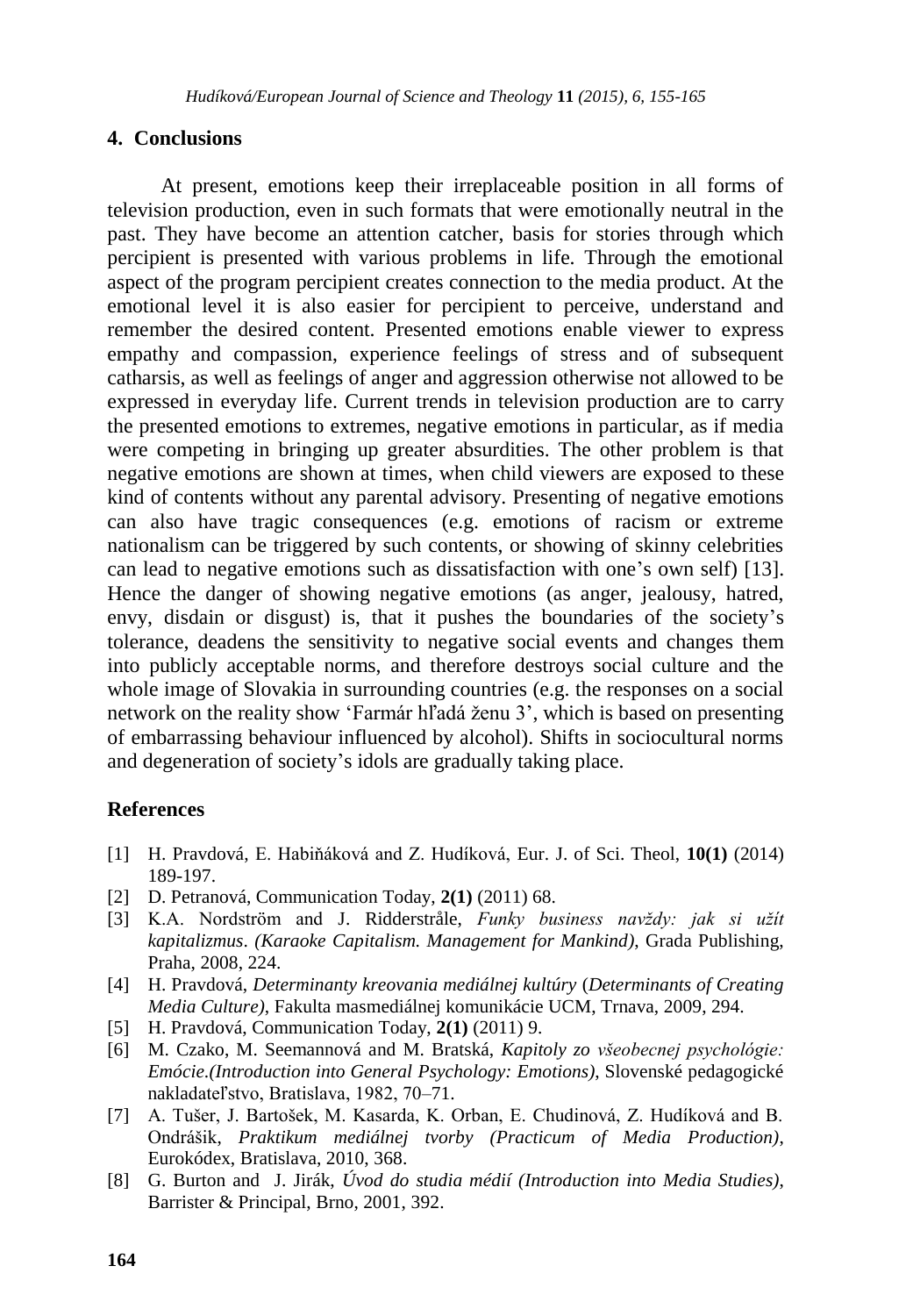## 4. Conclusions

At present, emotions keep their irreplaceable position in all forms of television production, even in such formats that were emotionally neutral in the past. They have become an attention catcher, basis for stories through which percipient is presented with various problems in life. Through the emotional aspect of the program percipient creates connection to the media product. At the emotional level it is also easier for percipient to perceive, understand and remember the desired content. Presented emotions enable viewer to express empathy and compassion, experience feelings of stress and of subsequent catharsis, as well as feelings of anger and aggression otherwise not allowed to be expressed in everyday life. Current trends in television production are to carry the presented emotions to extremes, negative emotions in particular, as if media were competing in bringing up greater absurdities. The other problem is that negative emotions are shown at times, when child viewers are exposed to these kind of contents without any parental advisory. Presenting of negative emotions can also have tragic consequences (e.g. emotions of racism or extreme nationalism can be triggered by such contents, or showing of skinny celebrities can lead to negative emotions such as dissatisfaction with one's own self) [13]. Hence the danger of showing negative emotions (as anger, jealousy, hatred, envy, disdain or disgust) is, that it pushes the boundaries of the society's tolerance, deadens the sensitivity to negative social events and changes them into publicly acceptable norms, and therefore destroys social culture and the whole image of Slovakia in surrounding countries (e.g. the responses on a social network on the reality show 'Farmár hľadá ženu 3', which is based on presenting of embarrassing behaviour influenced by alcohol). Shifts in sociocultural norms and degeneration of society's idols are gradually taking place.

## References

[1] H. Pravdová, E. Habiňáková and Z. Hudíková, Eur. J. of Sci. Theol, **10(1)** (2014) 189-197.

[2] D. Petranová, Communication Today, **2(1)** (2011) 68.

[3] K.A. Nordström and J. Ridderstråle, *Funky business navždy: jak si užít kapitalizmus*. *(Karaoke Capitalism. Management for Mankind)*, Grada Publishing, Praha, 2008, 224.

[4] H. Pravdová, *Determinanty kreovania mediálnej kultúry* (*Determinants of Creating Media Culture)*, Fakulta masmediálnej komunikácie UCM, Trnava, 2009, 294.

[5] H. Pravdová, Communication Today, **2(1)** (2011) 9.

[6] M. Czako, M. Seemannová and M. Bratská, *Kapitoly zo všeobecnej psychológie: Emócie.(Introduction into General Psychology: Emotions)*, Slovenské pedagogické nakladateľstvo, Bratislava, 1982, 70–71.

[7] A. Tušer, J. Bartošek, M. Kasarda, K. Orban, E. Chudinová, Z. Hudíková and B. Ondrášik, *Praktikum mediálnej tvorby (Practicum of Media Production)*, Eurokódex, Bratislava, 2010, 368.

[8] G. Burton and J. Jirák, *Úvod do studia médií (Introduction into Media Studies)*, Barrister & Principal, Brno, 2001, 392.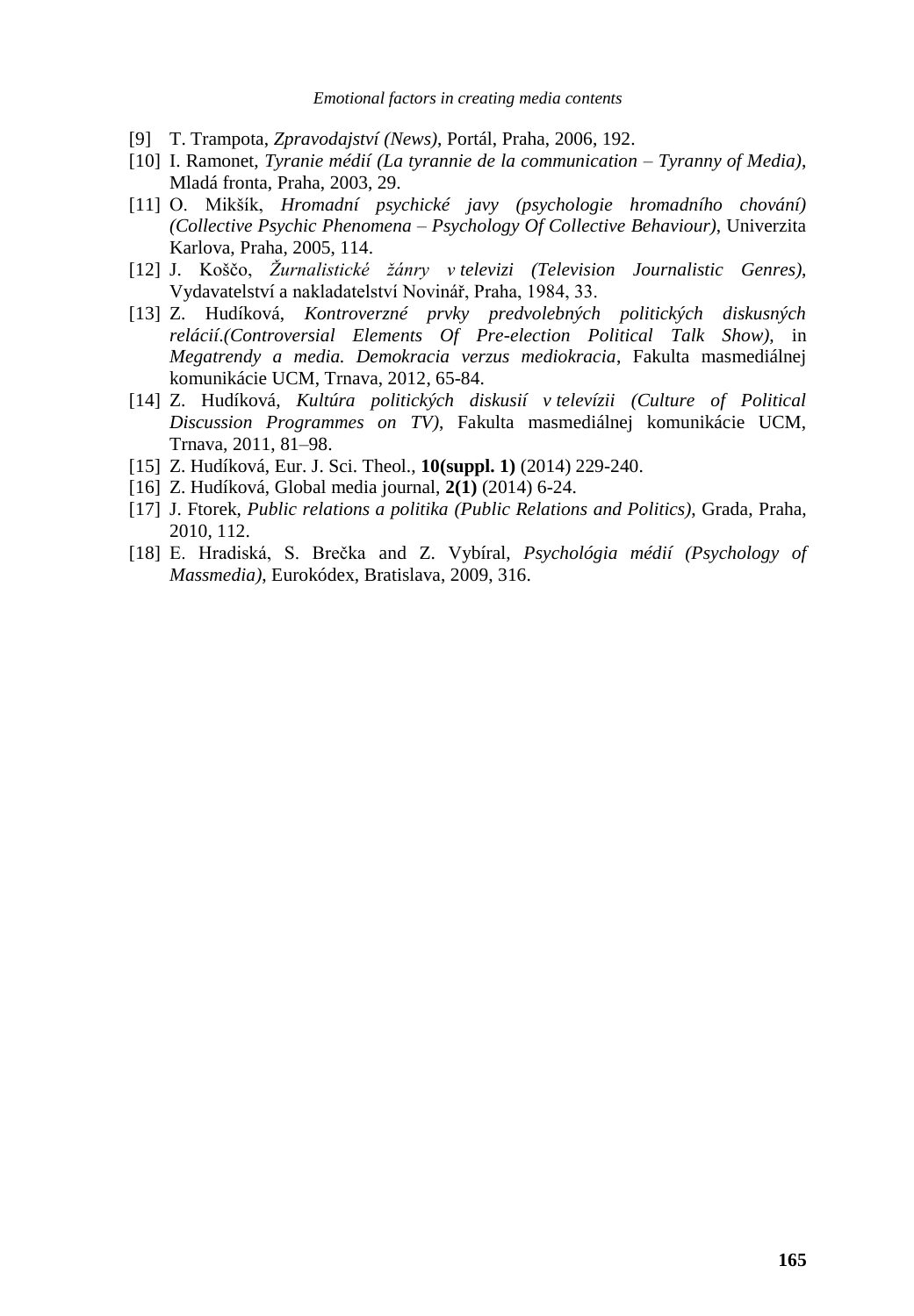[9] T. Trampota, *Zpravodajství (News)*, Portál, Praha, 2006, 192.

[10] I. Ramonet, *Tyranie médií (La tyrannie de la communication – Tyranny of Media)*, Mladá fronta, Praha, 2003, 29.

[11] O. Mikšík, *Hromadní psychické javy (psychologie hromadního chování) (Collective Psychic Phenomena – Psychology Of Collective Behaviour)*, Univerzita Karlova, Praha, 2005, 114.

[12] J. Koščo, *Žurnalistické žánry v televizi (Television Journalistic Genres)*, Vydavatelství a nakladatelství Novinář, Praha, 1984, 33.

[13] Z. Hudíková, *Kontroverzné prvky predvolebných politických diskusných relácií.(Controversial Elements Of Pre-election Political Talk Show)*, in *Megatrendy a media. Demokracia verzus mediokracia*, Fakulta masmediálnej komunikácie UCM, Trnava, 2012, 65-84.

[14] Z. Hudíková, *Kultúra politických diskusií v televízii (Culture of Political Discussion Programmes on TV)*, Fakulta masmediálnej komunikácie UCM, Trnava, 2011, 81–98.

[15] Z. Hudíková, Eur. J. Sci. Theol., **10(suppl. 1)** (2014) 229-240.

[16] Z. Hudíková, Global media journal, **2(1)** (2014) 6-24.

[17] J. Ftorek, *Public relations a politika (Public Relations and Politics)*, Grada, Praha, 2010, 112.

[18] E. Hradiská, S. Brečka and Z. Vybíral, *Psychológia médií (Psychology of Massmedia)*, Eurokódex, Bratislava, 2009, 316.